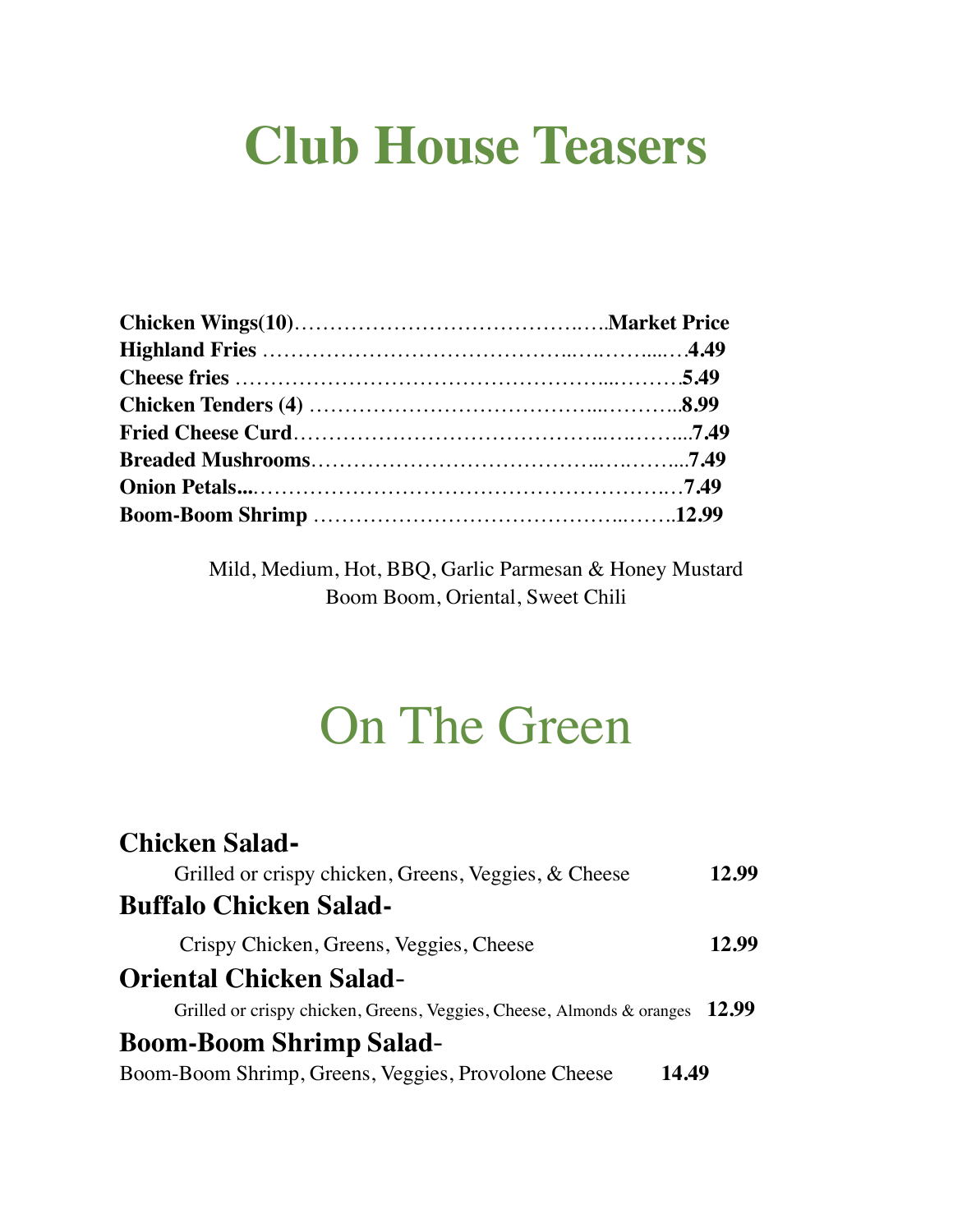# Club House Teasers

**Chicken Wings(10)**……………………………………..….**Market Price**
**Highland Fries** ……………………………………..….……....….**4.49**
**Cheese fries** ……………………………………………...………**5.49**
**Chicken Tenders (4)** ………………………………...………..**8.99**
**Fried Cheese Curd**……………………………………..….……...**7.49**
**Breaded Mushrooms**……………………………...…..……...**7.49**
**Onion Petals...**……………………………………………………..…**7.49**
**Boom-Boom Shrimp** ……………………………………...……..**12.99**

Mild, Medium, Hot, BBQ, Garlic Parmesan & Honey Mustard
Boom Boom, Oriental, Sweet Chili

# On The Green

**Chicken Salad-**
Grilled or crispy chicken, Greens, Veggies, & Cheese **12.99**

**Buffalo Chicken Salad-**
Crispy Chicken, Greens, Veggies, Cheese **12.99**

**Oriental Chicken Salad**-
Grilled or crispy chicken, Greens, Veggies, Cheese, Almonds & oranges **12.99**

**Boom-Boom Shrimp Salad**-
Boom-Boom Shrimp, Greens, Veggies, Provolone Cheese **14.49**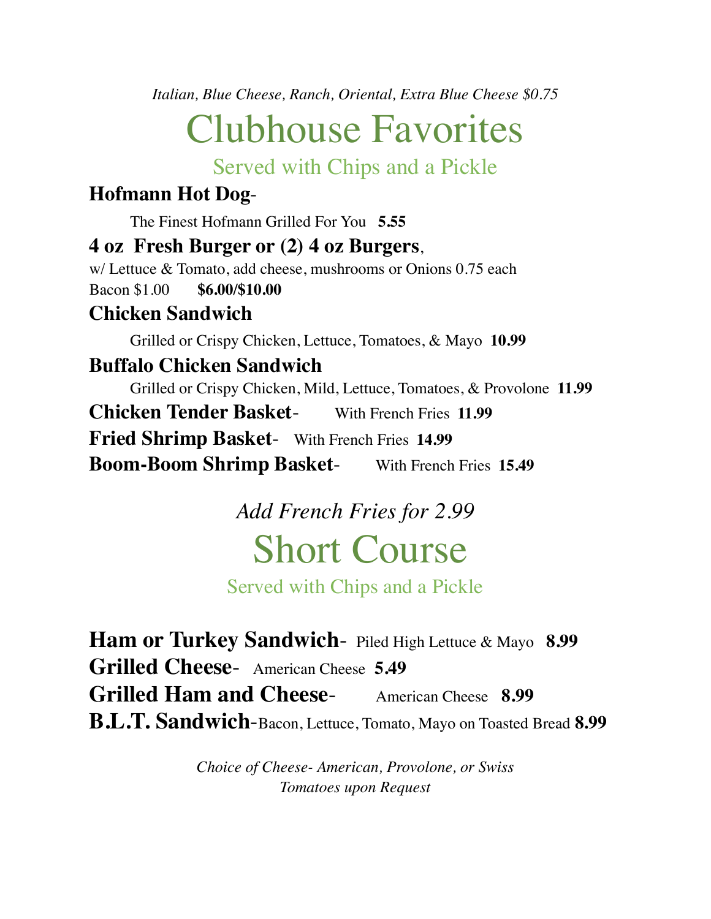*Italian, Blue Cheese, Ranch, Oriental, Extra Blue Cheese $0.75*

# Clubhouse Favorites

## Served with Chips and a Pickle

**Hofmann Hot Dog**-

The Finest Hofmann Grilled For You **5.55**

**4 oz Fresh Burger or (2) 4 oz Burgers**,

w/ Lettuce & Tomato, add cheese, mushrooms or Onions 0.75 each

Bacon $1.00 **$6.00/$10.00**

**Chicken Sandwich**

Grilled or Crispy Chicken, Lettuce, Tomatoes, & Mayo **10.99**

**Buffalo Chicken Sandwich**

Grilled or Crispy Chicken, Mild, Lettuce, Tomatoes, & Provolone **11.99**

**Chicken Tender Basket**- With French Fries **11.99**

**Fried Shrimp Basket**- With French Fries **14.99**

**Boom-Boom Shrimp Basket**- With French Fries **15.49**

*Add French Fries for 2.99*

# Short Course

## Served with Chips and a Pickle

**Ham or Turkey Sandwich**- Piled High Lettuce & Mayo **8.99**

**Grilled Cheese**- American Cheese **5.49**

**Grilled Ham and Cheese**- American Cheese **8.99**

**B.L.T. Sandwich**-Bacon, Lettuce, Tomato, Mayo on Toasted Bread **8.99**

*Choice of Cheese- American, Provolone, or Swiss*
*Tomatoes upon Request*